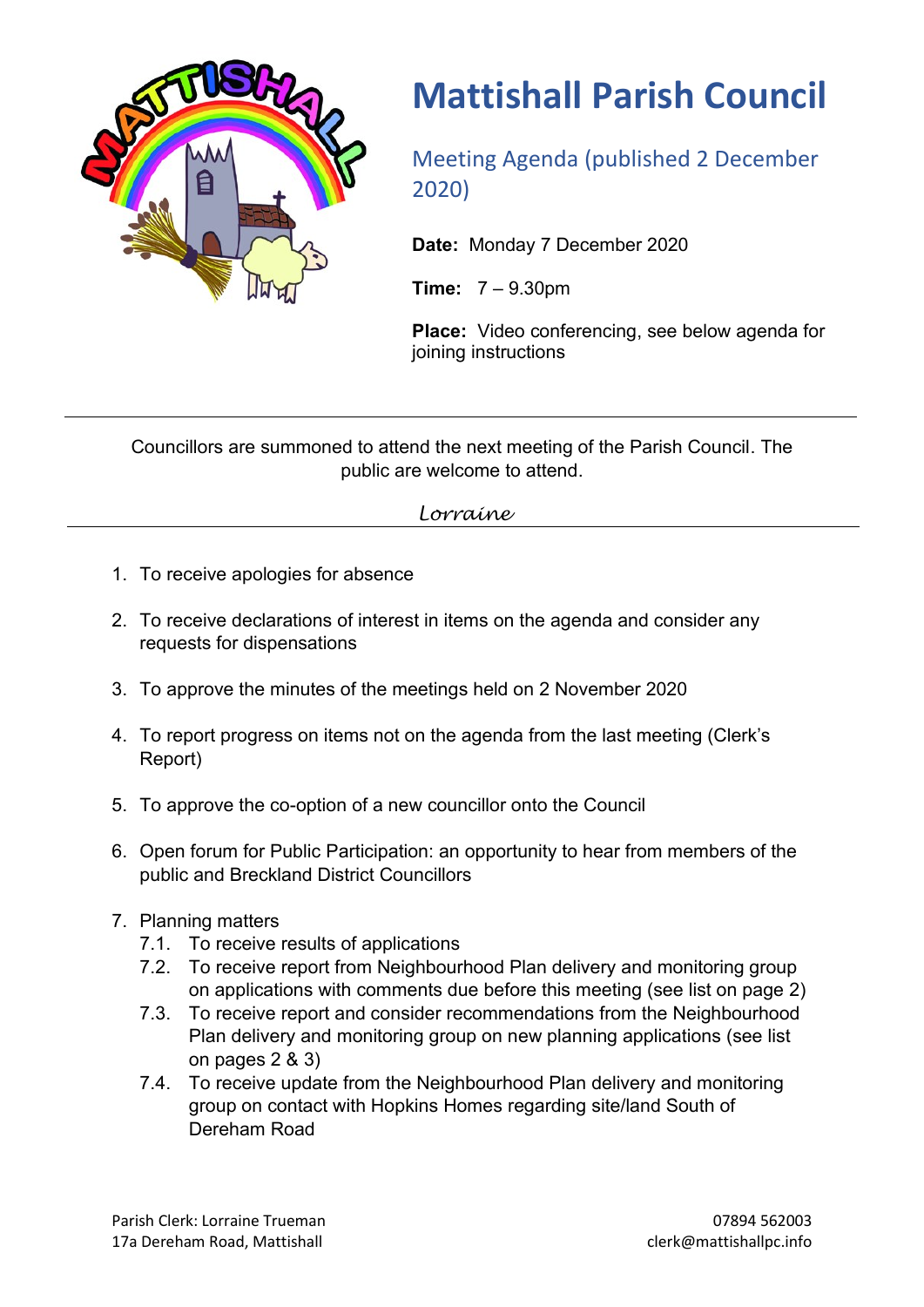# Mattishall Parish Council

## Meeting Agenda (published 2 December 2020)

**Date:** Monday 7 December 2020

**Time:** 7 – 9.30pm

**Place:** Video conferencing, see below agenda for joining instructions

---

Councillors are summoned to attend the next meeting of the Parish Council. The public are welcome to attend.

*Lorraine*

---

1. To receive apologies for absence
2. To receive declarations of interest in items on the agenda and consider any requests for dispensations
3. To approve the minutes of the meetings held on 2 November 2020
4. To report progress on items not on the agenda from the last meeting (Clerk's Report)
5. To approve the co-option of a new councillor onto the Council
6. Open forum for Public Participation: an opportunity to hear from members of the public and Breckland District Councillors
7. Planning matters
   - 7.1. To receive results of applications
   - 7.2. To receive report from Neighbourhood Plan delivery and monitoring group on applications with comments due before this meeting (see list on page 2)
   - 7.3. To receive report and consider recommendations from the Neighbourhood Plan delivery and monitoring group on new planning applications (see list on pages 2 & 3)
   - 7.4. To receive update from the Neighbourhood Plan delivery and monitoring group on contact with Hopkins Homes regarding site/land South of Dereham Road

Parish Clerk: Lorraine Trueman
17a Dereham Road, Mattishall

07894 562003
clerk@mattishallpc.info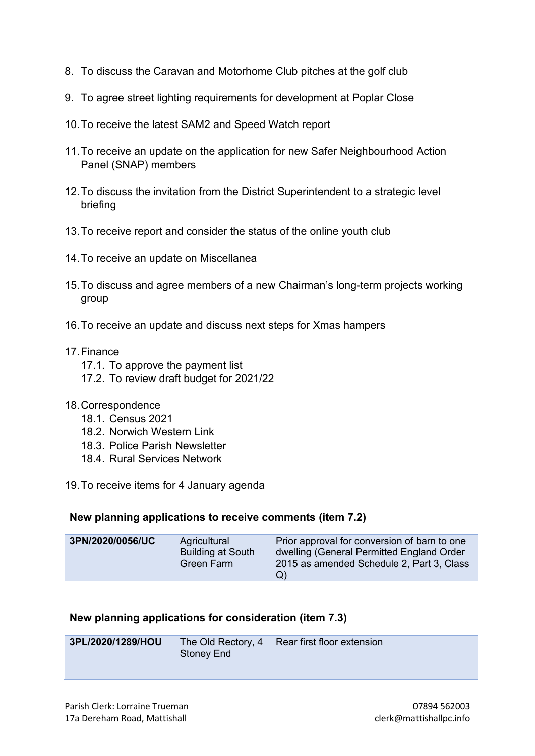8. To discuss the Caravan and Motorhome Club pitches at the golf club

9. To agree street lighting requirements for development at Poplar Close

10. To receive the latest SAM2 and Speed Watch report

11. To receive an update on the application for new Safer Neighbourhood Action Panel (SNAP) members

12. To discuss the invitation from the District Superintendent to a strategic level briefing

13. To receive report and consider the status of the online youth club

14. To receive an update on Miscellanea

15. To discuss and agree members of a new Chairman's long-term projects working group

16. To receive an update and discuss next steps for Xmas hampers

17. Finance
    17.1. To approve the payment list
    17.2. To review draft budget for 2021/22

18. Correspondence
    18.1. Census 2021
    18.2. Norwich Western Link
    18.3. Police Parish Newsletter
    18.4. Rural Services Network

19. To receive items for 4 January agenda

**New planning applications to receive comments (item 7.2)**

| | | |
|---|---|---|
| **3PN/2020/0056/UC** | Agricultural Building at South Green Farm | Prior approval for conversion of barn to one dwelling (General Permitted England Order 2015 as amended Schedule 2, Part 3, Class Q) |

**New planning applications for consideration (item 7.3)**

| | | |
|---|---|---|
| **3PL/2020/1289/HOU** | The Old Rectory, 4 Stoney End | Rear first floor extension |

Parish Clerk: Lorraine Trueman
17a Dereham Road, Mattishall

07894 562003
clerk@mattishallpc.info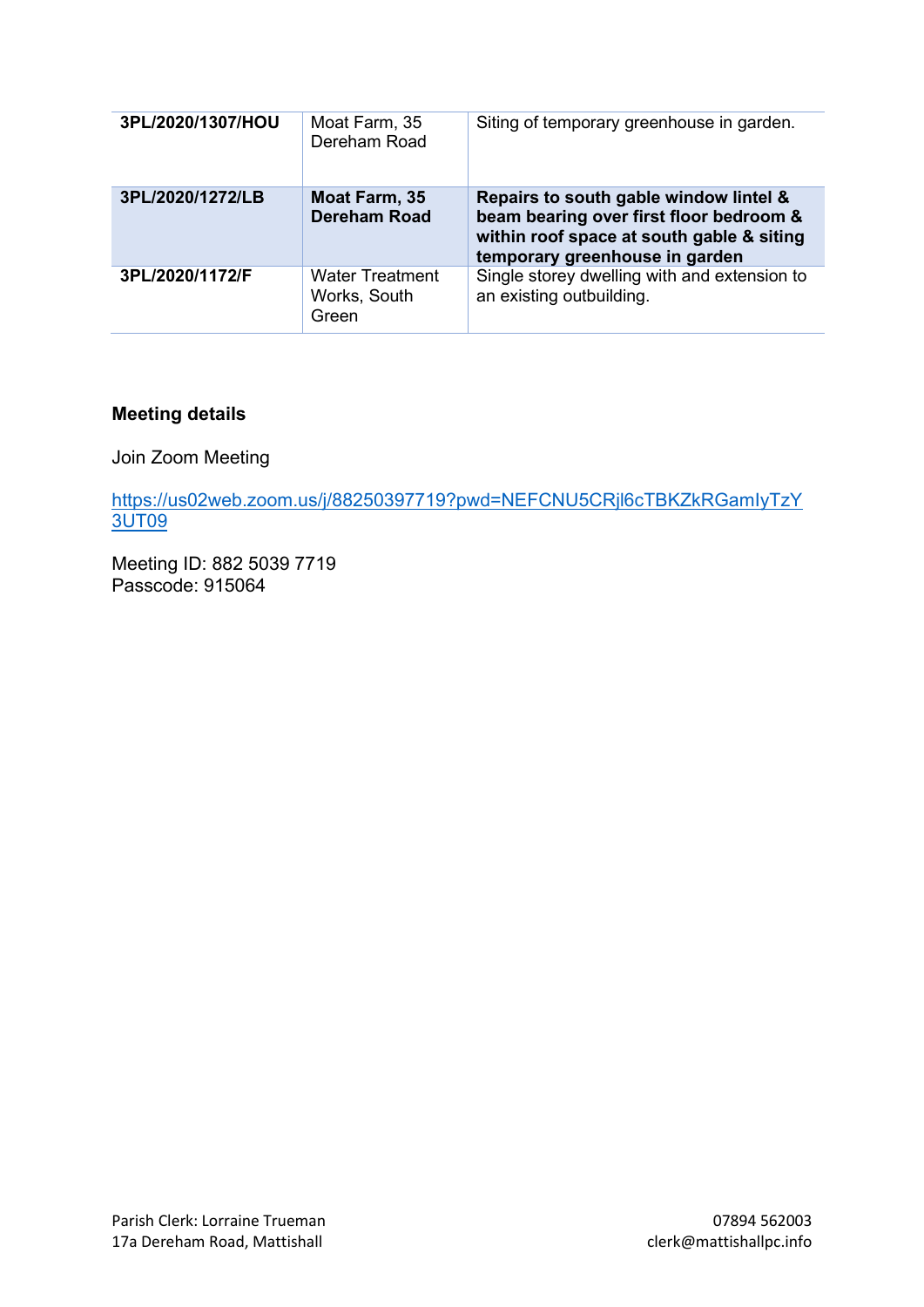| | | |
|---|---|---|
| **3PL/2020/1307/HOU** | Moat Farm, 35 Dereham Road | Siting of temporary greenhouse in garden. |
| **3PL/2020/1272/LB** | **Moat Farm, 35 Dereham Road** | **Repairs to south gable window lintel & beam bearing over first floor bedroom & within roof space at south gable & siting temporary greenhouse in garden** |
| **3PL/2020/1172/F** | Water Treatment Works, South Green | Single storey dwelling with and extension to an existing outbuilding. |

**Meeting details**

Join Zoom Meeting

https://us02web.zoom.us/j/88250397719?pwd=NEFCNU5CRjl6cTBKZkRGamIyTzY3UT09

Meeting ID: 882 5039 7719
Passcode: 915064

Parish Clerk: Lorraine Trueman
17a Dereham Road, Mattishall

07894 562003
clerk@mattishallpc.info